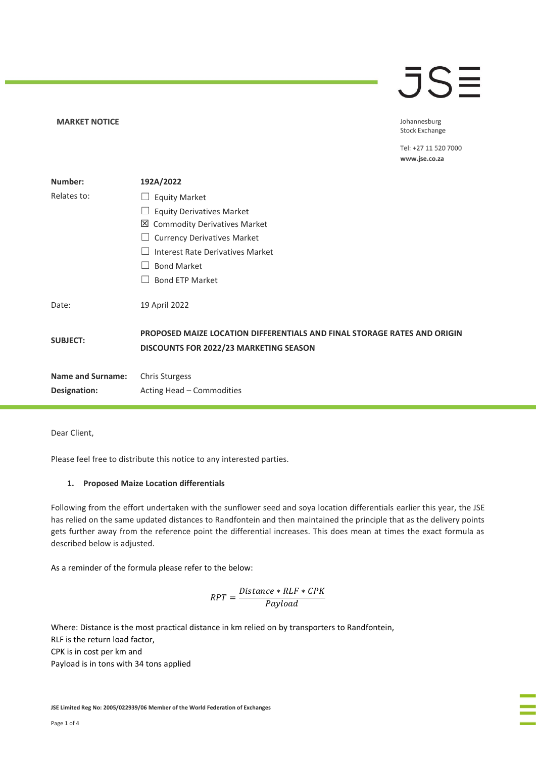**MARKET NOTICE**

Johannesburg Stock Exchange

Tel: +27 11 520 7000
**www.jse.co.za**

| | |
|---|---|
| **Number:** | **192A/2022** |
| Relates to: | ☐ Equity Market<br>☐ Equity Derivatives Market<br>☒ Commodity Derivatives Market<br>☐ Currency Derivatives Market<br>☐ Interest Rate Derivatives Market<br>☐ Bond Market<br>☐ Bond ETP Market |
| Date: | 19 April 2022 |
| **SUBJECT:** | **PROPOSED MAIZE LOCATION DIFFERENTIALS AND FINAL STORAGE RATES AND ORIGIN DISCOUNTS FOR 2022/23 MARKETING SEASON** |
| **Name and Surname:** | Chris Sturgess |
| **Designation:** | Acting Head – Commodities |

Dear Client,

Please feel free to distribute this notice to any interested parties.

1. **Proposed Maize Location differentials**

Following from the effort undertaken with the sunflower seed and soya location differentials earlier this year, the JSE has relied on the same updated distances to Randfontein and then maintained the principle that as the delivery points gets further away from the reference point the differential increases. This does mean at times the exact formula as described below is adjusted.

As a reminder of the formula please refer to the below:

$$RPT = \frac{Distance * RLF * CPK}{Payload}$$

Where: Distance is the most practical distance in km relied on by transporters to Randfontein,
RLF is the return load factor,
CPK is in cost per km and
Payload is in tons with 34 tons applied

JSE Limited Reg No: 2005/022939/06 Member of the World Federation of Exchanges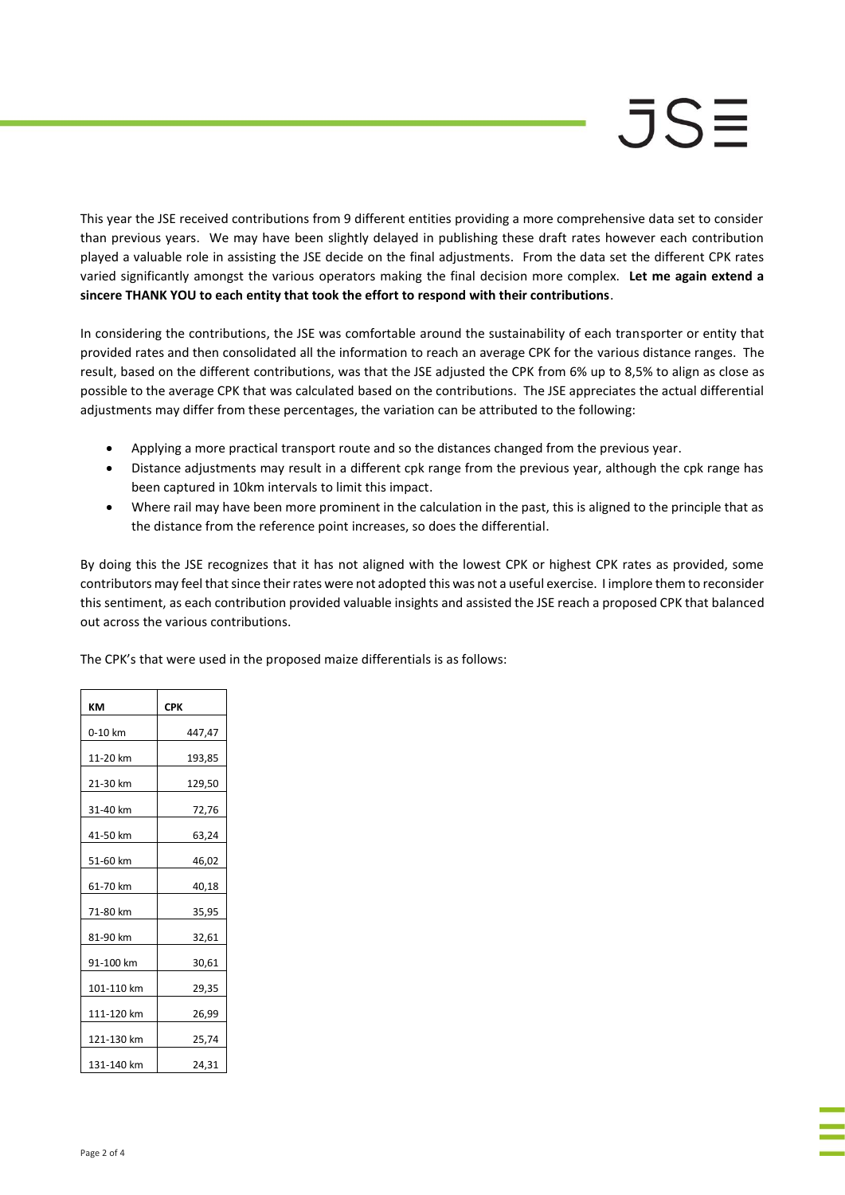This year the JSE received contributions from 9 different entities providing a more comprehensive data set to consider than previous years. We may have been slightly delayed in publishing these draft rates however each contribution played a valuable role in assisting the JSE decide on the final adjustments. From the data set the different CPK rates varied significantly amongst the various operators making the final decision more complex. **Let me again extend a sincere THANK YOU to each entity that took the effort to respond with their contributions**.

In considering the contributions, the JSE was comfortable around the sustainability of each transporter or entity that provided rates and then consolidated all the information to reach an average CPK for the various distance ranges. The result, based on the different contributions, was that the JSE adjusted the CPK from 6% up to 8,5% to align as close as possible to the average CPK that was calculated based on the contributions. The JSE appreciates the actual differential adjustments may differ from these percentages, the variation can be attributed to the following:

- Applying a more practical transport route and so the distances changed from the previous year.
- Distance adjustments may result in a different cpk range from the previous year, although the cpk range has been captured in 10km intervals to limit this impact.
- Where rail may have been more prominent in the calculation in the past, this is aligned to the principle that as the distance from the reference point increases, so does the differential.

By doing this the JSE recognizes that it has not aligned with the lowest CPK or highest CPK rates as provided, some contributors may feel that since their rates were not adopted this was not a useful exercise. I implore them to reconsider this sentiment, as each contribution provided valuable insights and assisted the JSE reach a proposed CPK that balanced out across the various contributions.

The CPK's that were used in the proposed maize differentials is as follows:

| KM | CPK |
|---|---|
| 0-10 km | 447,47 |
| 11-20 km | 193,85 |
| 21-30 km | 129,50 |
| 31-40 km | 72,76 |
| 41-50 km | 63,24 |
| 51-60 km | 46,02 |
| 61-70 km | 40,18 |
| 71-80 km | 35,95 |
| 81-90 km | 32,61 |
| 91-100 km | 30,61 |
| 101-110 km | 29,35 |
| 111-120 km | 26,99 |
| 121-130 km | 25,74 |
| 131-140 km | 24,31 |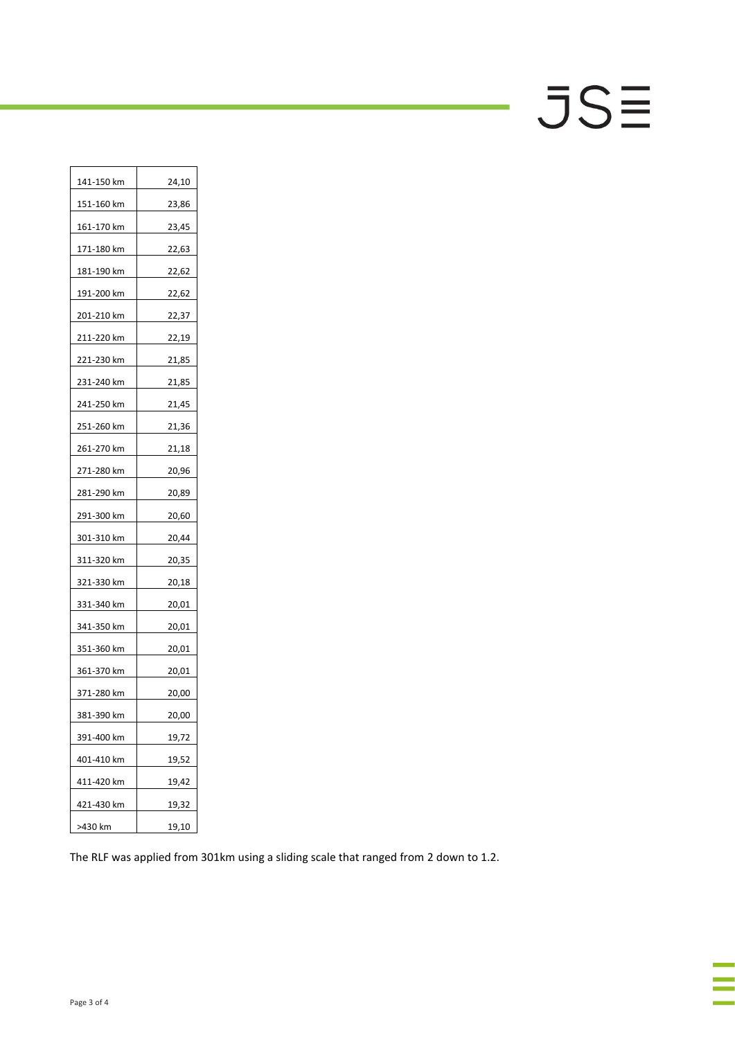| 141-150 km | 24,10 |
|---|---|
| 151-160 km | 23,86 |
| 161-170 km | 23,45 |
| 171-180 km | 22,63 |
| 181-190 km | 22,62 |
| 191-200 km | 22,62 |
| 201-210 km | 22,37 |
| 211-220 km | 22,19 |
| 221-230 km | 21,85 |
| 231-240 km | 21,85 |
| 241-250 km | 21,45 |
| 251-260 km | 21,36 |
| 261-270 km | 21,18 |
| 271-280 km | 20,96 |
| 281-290 km | 20,89 |
| 291-300 km | 20,60 |
| 301-310 km | 20,44 |
| 311-320 km | 20,35 |
| 321-330 km | 20,18 |
| 331-340 km | 20,01 |
| 341-350 km | 20,01 |
| 351-360 km | 20,01 |
| 361-370 km | 20,01 |
| 371-280 km | 20,00 |
| 381-390 km | 20,00 |
| 391-400 km | 19,72 |
| 401-410 km | 19,52 |
| 411-420 km | 19,42 |
| 421-430 km | 19,32 |
| >430 km | 19,10 |

The RLF was applied from 301km using a sliding scale that ranged from 2 down to 1.2.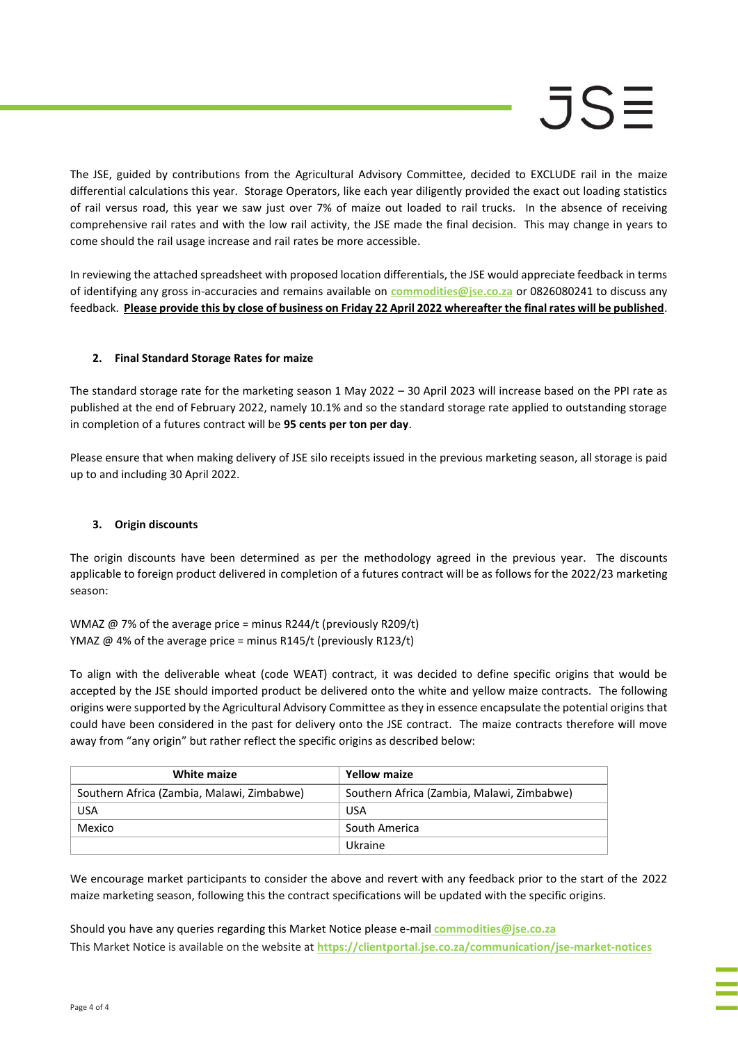The JSE, guided by contributions from the Agricultural Advisory Committee, decided to EXCLUDE rail in the maize differential calculations this year. Storage Operators, like each year diligently provided the exact out loading statistics of rail versus road, this year we saw just over 7% of maize out loaded to rail trucks. In the absence of receiving comprehensive rail rates and with the low rail activity, the JSE made the final decision. This may change in years to come should the rail usage increase and rail rates be more accessible.

In reviewing the attached spreadsheet with proposed location differentials, the JSE would appreciate feedback in terms of identifying any gross in-accuracies and remains available on **commodities@jse.co.za** or 0826080241 to discuss any feedback. **Please provide this by close of business on Friday 22 April 2022 whereafter the final rates will be published**.

### 2. Final Standard Storage Rates for maize

The standard storage rate for the marketing season 1 May 2022 – 30 April 2023 will increase based on the PPI rate as published at the end of February 2022, namely 10.1% and so the standard storage rate applied to outstanding storage in completion of a futures contract will be **95 cents per ton per day**.

Please ensure that when making delivery of JSE silo receipts issued in the previous marketing season, all storage is paid up to and including 30 April 2022.

### 3. Origin discounts

The origin discounts have been determined as per the methodology agreed in the previous year. The discounts applicable to foreign product delivered in completion of a futures contract will be as follows for the 2022/23 marketing season:

WMAZ @ 7% of the average price = minus R244/t (previously R209/t)
YMAZ @ 4% of the average price = minus R145/t (previously R123/t)

To align with the deliverable wheat (code WEAT) contract, it was decided to define specific origins that would be accepted by the JSE should imported product be delivered onto the white and yellow maize contracts. The following origins were supported by the Agricultural Advisory Committee as they in essence encapsulate the potential origins that could have been considered in the past for delivery onto the JSE contract. The maize contracts therefore will move away from "any origin" but rather reflect the specific origins as described below:

| White maize | Yellow maize |
|---|---|
| Southern Africa (Zambia, Malawi, Zimbabwe) | Southern Africa (Zambia, Malawi, Zimbabwe) |
| USA | USA |
| Mexico | South America |
| | Ukraine |

We encourage market participants to consider the above and revert with any feedback prior to the start of the 2022 maize marketing season, following this the contract specifications will be updated with the specific origins.

Should you have any queries regarding this Market Notice please e-mail **commodities@jse.co.za**
This Market Notice is available on the website at **https://clientportal.jse.co.za/communication/jse-market-notices**